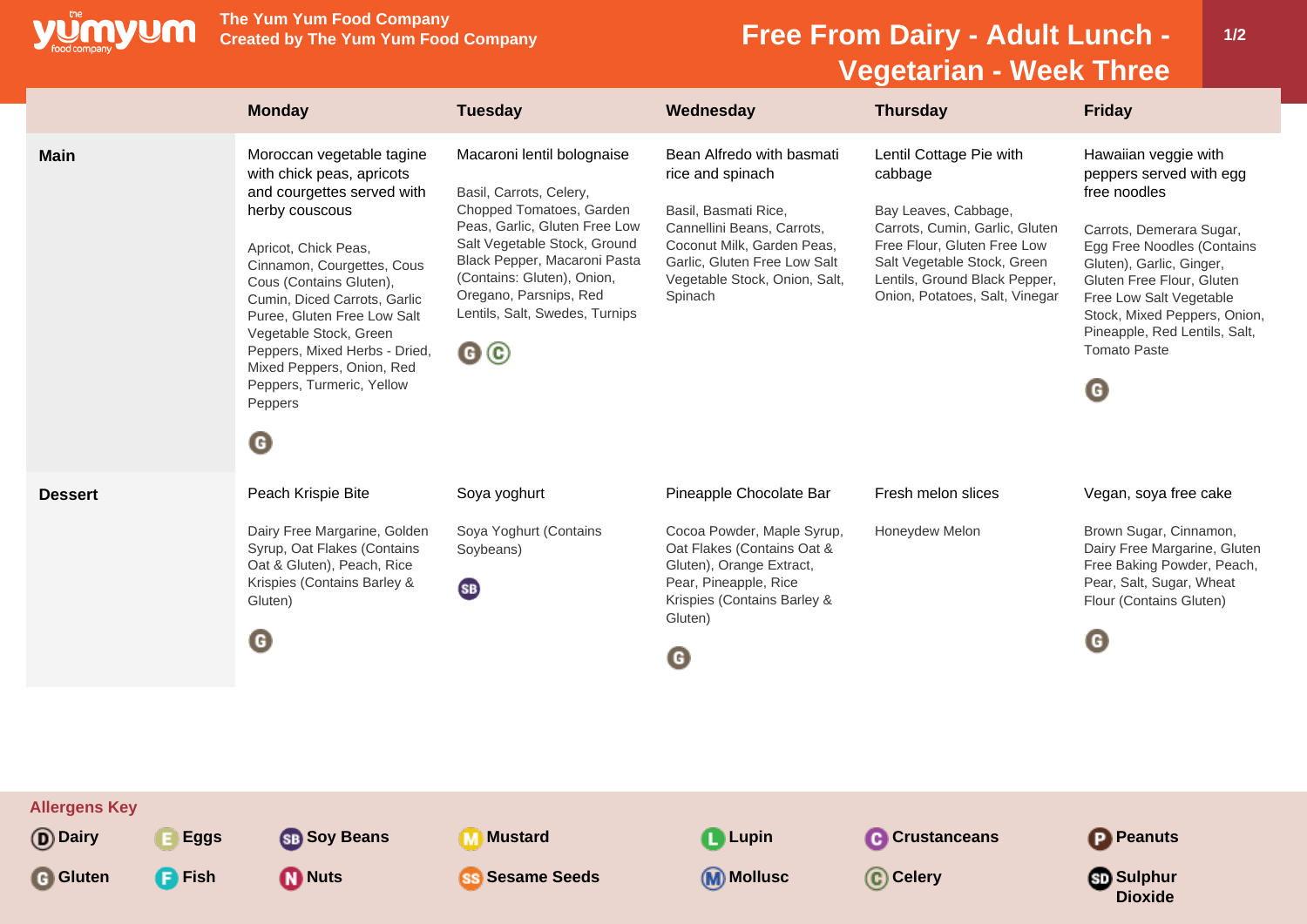The Yum Yum Food Company
Created by The Yum Yum Food Company

# Free From Dairy - Adult Lunch - Vegetarian - Week Three

| | Monday | Tuesday | Wednesday | Thursday | Friday |
|---|---|---|---|---|---|
| **Main** | Moroccan vegetable tagine with chick peas, apricots and courgettes served with herby couscous<br><br>Apricot, Chick Peas, Cinnamon, Courgettes, Cous Cous (Contains Gluten), Cumin, Diced Carrots, Garlic Puree, Gluten Free Low Salt Vegetable Stock, Green Peppers, Mixed Herbs - Dried, Mixed Peppers, Onion, Red Peppers, Turmeric, Yellow Peppers<br><br>G | Macaroni lentil bolognaise<br><br>Basil, Carrots, Celery, Chopped Tomatoes, Garden Peas, Garlic, Gluten Free Low Salt Vegetable Stock, Ground Black Pepper, Macaroni Pasta (Contains: Gluten), Onion, Oregano, Parsnips, Red Lentils, Salt, Swedes, Turnips<br><br>G C | Bean Alfredo with basmati rice and spinach<br><br>Basil, Basmati Rice, Cannellini Beans, Carrots, Coconut Milk, Garden Peas, Garlic, Gluten Free Low Salt Vegetable Stock, Onion, Salt, Spinach | Lentil Cottage Pie with cabbage<br><br>Bay Leaves, Cabbage, Carrots, Cumin, Garlic, Gluten Free Flour, Gluten Free Low Salt Vegetable Stock, Green Lentils, Ground Black Pepper, Onion, Potatoes, Salt, Vinegar | Hawaiian veggie with peppers served with egg free noodles<br><br>Carrots, Demerara Sugar, Egg Free Noodles (Contains Gluten), Garlic, Ginger, Gluten Free Flour, Gluten Free Low Salt Vegetable Stock, Mixed Peppers, Onion, Pineapple, Red Lentils, Salt, Tomato Paste<br><br>G |
| **Dessert** | Peach Krispie Bite<br><br>Dairy Free Margarine, Golden Syrup, Oat Flakes (Contains Oat & Gluten), Peach, Rice Krispies (Contains Barley & Gluten)<br><br>G | Soya yoghurt<br><br>Soya Yoghurt (Contains Soybeans)<br><br>SB | Pineapple Chocolate Bar<br><br>Cocoa Powder, Maple Syrup, Oat Flakes (Contains Oat & Gluten), Orange Extract, Pear, Pineapple, Rice Krispies (Contains Barley & Gluten)<br><br>G | Fresh melon slices<br><br>Honeydew Melon | Vegan, soya free cake<br><br>Brown Sugar, Cinnamon, Dairy Free Margarine, Gluten Free Baking Powder, Peach, Pear, Salt, Sugar, Wheat Flour (Contains Gluten)<br><br>G |

**Allergens Key**

| | | | | | | |
|---|---|---|---|---|---|---|
| D Dairy | E Eggs | SB Soy Beans | M Mustard | L Lupin | C Crustaceans | P Peanuts |
| G Gluten | F Fish | N Nuts | SS Sesame Seeds | M Mollusc | C Celery | SD Sulphur Dioxide |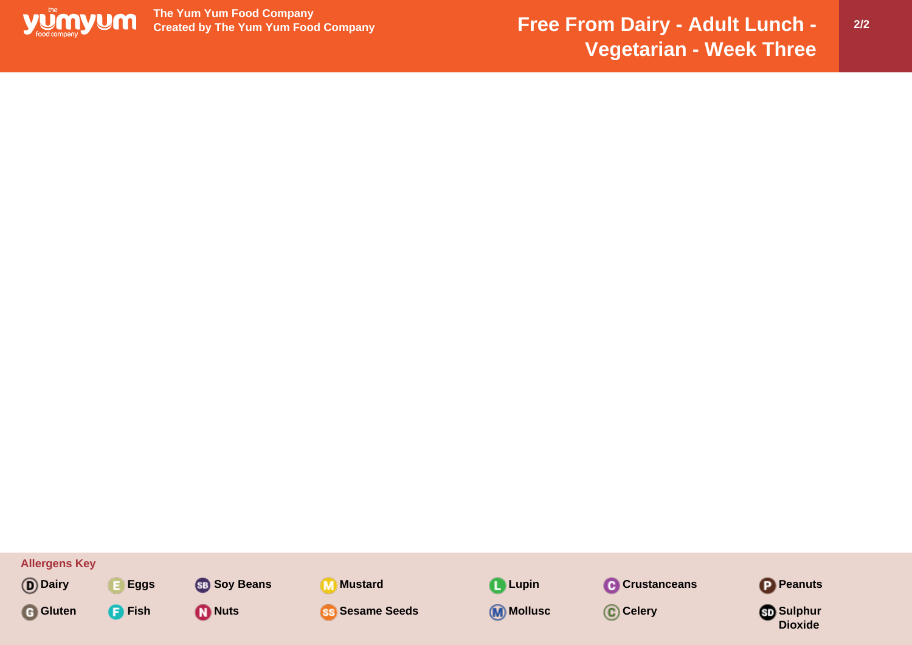## Allergens Key

| | | | | | | |
|---|---|---|---|---|---|---|
| D Dairy | E Eggs | SB Soy Beans | M Mustard | L Lupin | C Crustanceans | P Peanuts |
| G Gluten | F Fish | N Nuts | SS Sesame Seeds | M Mollusc | C Celery | SD Sulphur Dioxide |